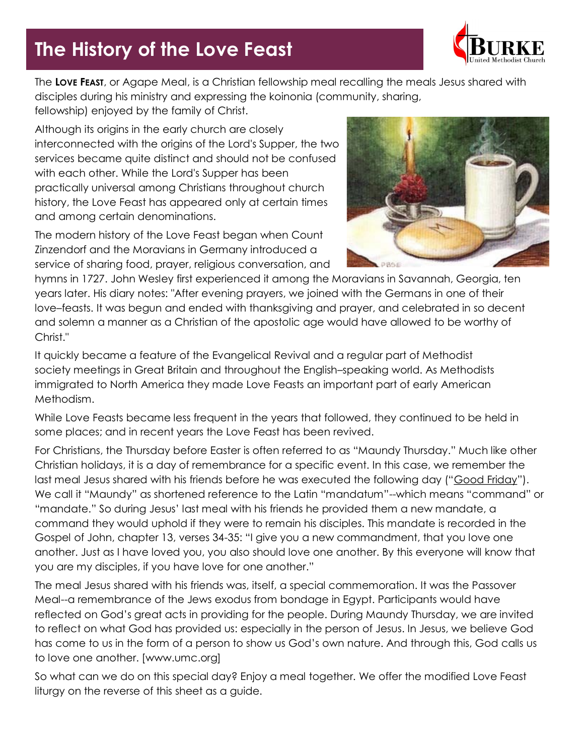# The History of the Love Feast

The **Love Feast**, or Agape Meal, is a Christian fellowship meal recalling the meals Jesus shared with disciples during his ministry and expressing the koinonia (community, sharing, fellowship) enjoyed by the family of Christ.

Although its origins in the early church are closely interconnected with the origins of the Lord's Supper, the two services became quite distinct and should not be confused with each other. While the Lord's Supper has been practically universal among Christians throughout church history, the Love Feast has appeared only at certain times and among certain denominations.

The modern history of the Love Feast began when Count Zinzendorf and the Moravians in Germany introduced a service of sharing food, prayer, religious conversation, and hymns in 1727. John Wesley first experienced it among the Moravians in Savannah, Georgia, ten years later. His diary notes: "After evening prayers, we joined with the Germans in one of their love–feasts. It was begun and ended with thanksgiving and prayer, and celebrated in so decent and solemn a manner as a Christian of the apostolic age would have allowed to be worthy of Christ."

It quickly became a feature of the Evangelical Revival and a regular part of Methodist society meetings in Great Britain and throughout the English–speaking world. As Methodists immigrated to North America they made Love Feasts an important part of early American Methodism.

While Love Feasts became less frequent in the years that followed, they continued to be held in some places; and in recent years the Love Feast has been revived.

For Christians, the Thursday before Easter is often referred to as "Maundy Thursday." Much like other Christian holidays, it is a day of remembrance for a specific event. In this case, we remember the last meal Jesus shared with his friends before he was executed the following day ("Good Friday"). We call it "Maundy" as shortened reference to the Latin "mandatum"--which means "command" or "mandate." So during Jesus' last meal with his friends he provided them a new mandate, a command they would uphold if they were to remain his disciples. This mandate is recorded in the Gospel of John, chapter 13, verses 34-35: "I give you a new commandment, that you love one another. Just as I have loved you, you also should love one another. By this everyone will know that you are my disciples, if you have love for one another."

The meal Jesus shared with his friends was, itself, a special commemoration. It was the Passover Meal--a remembrance of the Jews exodus from bondage in Egypt. Participants would have reflected on God's great acts in providing for the people. During Maundy Thursday, we are invited to reflect on what God has provided us: especially in the person of Jesus. In Jesus, we believe God has come to us in the form of a person to show us God's own nature. And through this, God calls us to love one another. [www.umc.org]

So what can we do on this special day? Enjoy a meal together. We offer the modified Love Feast liturgy on the reverse of this sheet as a guide.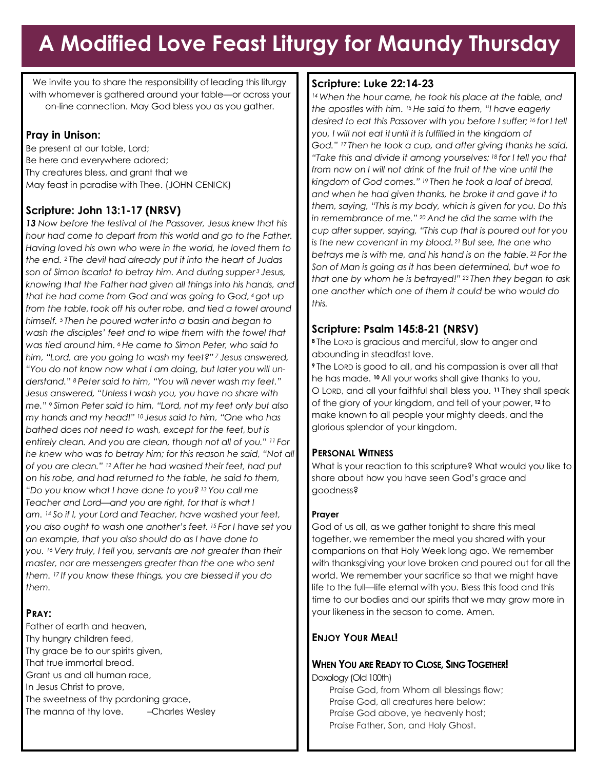# A Modified Love Feast Liturgy for Maundy Thursday

We invite you to share the responsibility of leading this liturgy with whomever is gathered around your table—or across your on-line connection. May God bless you as you gather.

### Pray in Unison:

Be present at our table, Lord;
Be here and everywhere adored;
Thy creatures bless, and grant that we
May feast in paradise with Thee. (JOHN CENICK)

### Scripture: John 13:1-17 (NRSV)

***13*** *Now before the festival of the Passover, Jesus knew that his hour had come to depart from this world and go to the Father. Having loved his own who were in the world, he loved them to the end. [2] The devil had already put it into the heart of Judas son of Simon Iscariot to betray him. And during supper [3] Jesus, knowing that the Father had given all things into his hands, and that he had come from God and was going to God, [4] got up from the table, took off his outer robe, and tied a towel around himself. [5] Then he poured water into a basin and began to wash the disciples' feet and to wipe them with the towel that was tied around him. [6] He came to Simon Peter, who said to him, "Lord, are you going to wash my feet?" [7] Jesus answered, "You do not know now what I am doing, but later you will understand." [8] Peter said to him, "You will never wash my feet." Jesus answered, "Unless I wash you, you have no share with me." [9] Simon Peter said to him, "Lord, not my feet only but also my hands and my head!" [10] Jesus said to him, "One who has bathed does not need to wash, except for the feet, but is entirely clean. And you are clean, though not all of you." [11] For he knew who was to betray him; for this reason he said, "Not all of you are clean." [12] After he had washed their feet, had put on his robe, and had returned to the table, he said to them, "Do you know what I have done to you? [13] You call me Teacher and Lord—and you are right, for that is what I am. [14] So if I, your Lord and Teacher, have washed your feet, you also ought to wash one another's feet. [15] For I have set you an example, that you also should do as I have done to you. [16] Very truly, I tell you, servants are not greater than their master, nor are messengers greater than the one who sent them. [17] If you know these things, you are blessed if you do them.*

### PRAY:

Father of earth and heaven,
Thy hungry children feed,
Thy grace be to our spirits given,
That true immortal bread.
Grant us and all human race,
In Jesus Christ to prove,
The sweetness of thy pardoning grace,
The manna of thy love. –Charles Wesley

### Scripture: Luke 22:14-23

*[14] When the hour came, he took his place at the table, and the apostles with him. [15] He said to them, "I have eagerly desired to eat this Passover with you before I suffer; [16] for I tell you, I will not eat it until it is fulfilled in the kingdom of God." [17] Then he took a cup, and after giving thanks he said, "Take this and divide it among yourselves; [18] for I tell you that from now on I will not drink of the fruit of the vine until the kingdom of God comes." [19] Then he took a loaf of bread, and when he had given thanks, he broke it and gave it to them, saying, "This is my body, which is given for you. Do this in remembrance of me." [20] And he did the same with the cup after supper, saying, "This cup that is poured out for you is the new covenant in my blood. [21] But see, the one who betrays me is with me, and his hand is on the table. [22] For the Son of Man is going as it has been determined, but woe to that one by whom he is betrayed!" [23] Then they began to ask one another which one of them it could be who would do this.*

### Scripture: Psalm 145:8-21 (NRSV)

**[8]** The LORD is gracious and merciful, slow to anger and abounding in steadfast love.
**[9]** The LORD is good to all, and his compassion is over all that he has made. **[10]** All your works shall give thanks to you, O LORD, and all your faithful shall bless you. **[11]** They shall speak of the glory of your kingdom, and tell of your power, **[12]** to make known to all people your mighty deeds, and the glorious splendor of your kingdom.

### PERSONAL WITNESS

What is your reaction to this scripture? What would you like to share about how you have seen God's grace and goodness?

### Prayer

God of us all, as we gather tonight to share this meal together, we remember the meal you shared with your companions on that Holy Week long ago. We remember with thanksgiving your love broken and poured out for all the world. We remember your sacrifice so that we might have life to the full—life eternal with you. Bless this food and this time to our bodies and our spirits that we may grow more in your likeness in the season to come. Amen.

### ENJOY YOUR MEAL!

### WHEN YOU ARE READY TO CLOSE, SING TOGETHER!

Doxology (Old 100th)

Praise God, from Whom all blessings flow;
Praise God, all creatures here below;
Praise God above, ye heavenly host;
Praise Father, Son, and Holy Ghost.